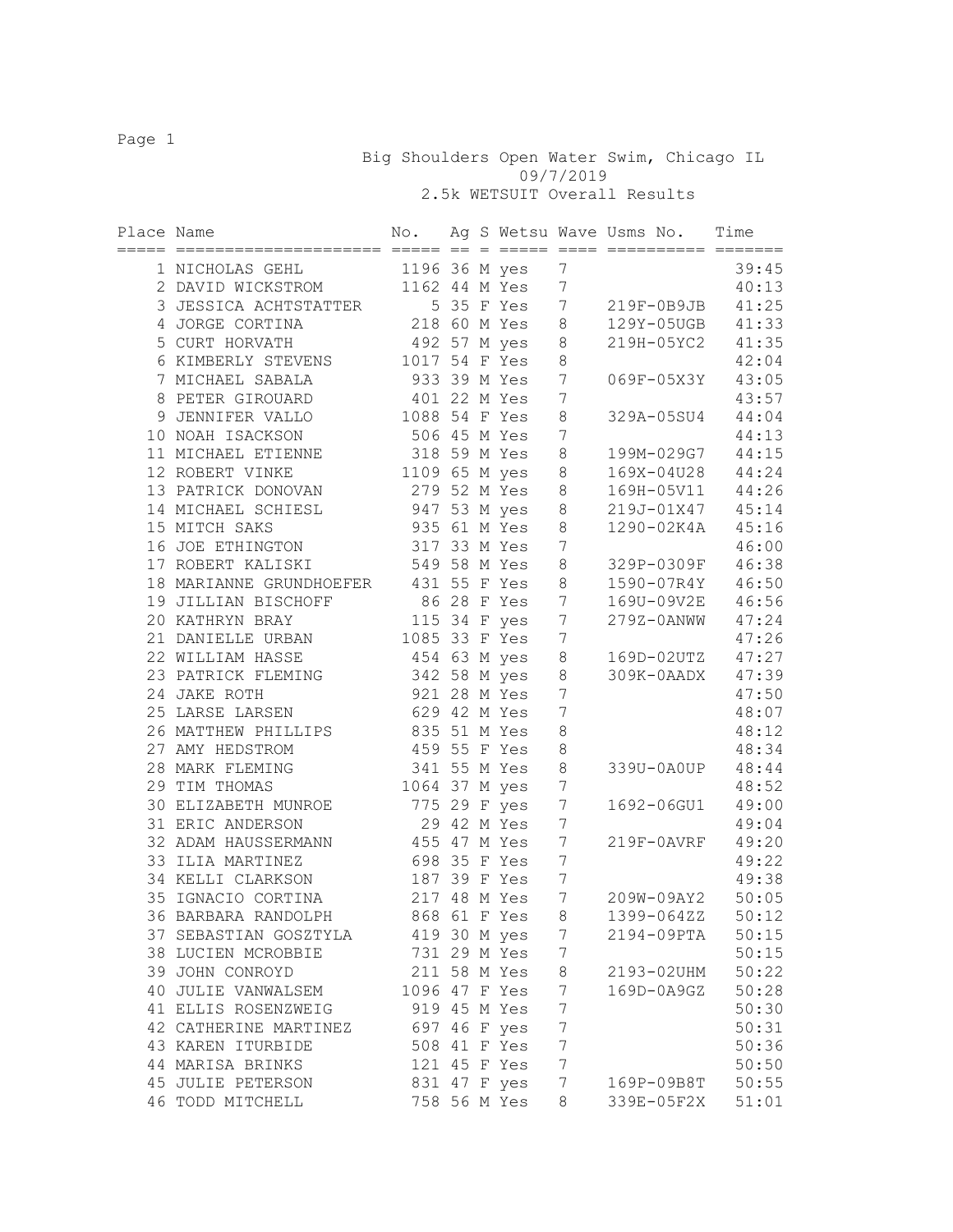# Big Shoulders Open Water Swim, Chicago IL

09/7/2019

2.5k WETSUIT Overall Results

| Place | Name | No. | Ag | S | Wetsu | Wave | Usms No. | Time |
|---|---|---|---|---|---|---|---|---|
| 1 | NICHOLAS GEHL | 1196 | 36 | M | yes | 7 | | 39:45 |
| 2 | DAVID WICKSTROM | 1162 | 44 | M | Yes | 7 | | 40:13 |
| 3 | JESSICA ACHTSTATTER | 5 | 35 | F | Yes | 7 | 219F-0B9JB | 41:25 |
| 4 | JORGE CORTINA | 218 | 60 | M | Yes | 8 | 129Y-05UGB | 41:33 |
| 5 | CURT HORVATH | 492 | 57 | M | yes | 8 | 219H-05YC2 | 41:35 |
| 6 | KIMBERLY STEVENS | 1017 | 54 | F | Yes | 8 | | 42:04 |
| 7 | MICHAEL SABALA | 933 | 39 | M | Yes | 7 | 069F-05X3Y | 43:05 |
| 8 | PETER GIROUARD | 401 | 22 | M | Yes | 7 | | 43:57 |
| 9 | JENNIFER VALLO | 1088 | 54 | F | Yes | 8 | 329A-05SU4 | 44:04 |
| 10 | NOAH ISACKSON | 506 | 45 | M | Yes | 7 | | 44:13 |
| 11 | MICHAEL ETIENNE | 318 | 59 | M | Yes | 8 | 199M-029G7 | 44:15 |
| 12 | ROBERT VINKE | 1109 | 65 | M | yes | 8 | 169X-04U28 | 44:24 |
| 13 | PATRICK DONOVAN | 279 | 52 | M | Yes | 8 | 169H-05V11 | 44:26 |
| 14 | MICHAEL SCHIESL | 947 | 53 | M | yes | 8 | 219J-01X47 | 45:14 |
| 15 | MITCH SAKS | 935 | 61 | M | Yes | 8 | 1290-02K4A | 45:16 |
| 16 | JOE ETHINGTON | 317 | 33 | M | Yes | 7 | | 46:00 |
| 17 | ROBERT KALISKI | 549 | 58 | M | Yes | 8 | 329P-0309F | 46:38 |
| 18 | MARIANNE GRUNDHOEFER | 431 | 55 | F | Yes | 8 | 1590-07R4Y | 46:50 |
| 19 | JILLIAN BISCHOFF | 86 | 28 | F | Yes | 7 | 169U-09V2E | 46:56 |
| 20 | KATHRYN BRAY | 115 | 34 | F | yes | 7 | 279Z-0ANWW | 47:24 |
| 21 | DANIELLE URBAN | 1085 | 33 | F | Yes | 7 | | 47:26 |
| 22 | WILLIAM HASSE | 454 | 63 | M | yes | 8 | 169D-02UTZ | 47:27 |
| 23 | PATRICK FLEMING | 342 | 58 | M | yes | 8 | 309K-0AADX | 47:39 |
| 24 | JAKE ROTH | 921 | 28 | M | Yes | 7 | | 47:50 |
| 25 | LARSE LARSEN | 629 | 42 | M | Yes | 7 | | 48:07 |
| 26 | MATTHEW PHILLIPS | 835 | 51 | M | Yes | 8 | | 48:12 |
| 27 | AMY HEDSTROM | 459 | 55 | F | Yes | 8 | | 48:34 |
| 28 | MARK FLEMING | 341 | 55 | M | Yes | 8 | 339U-0A0UP | 48:44 |
| 29 | TIM THOMAS | 1064 | 37 | M | yes | 7 | | 48:52 |
| 30 | ELIZABETH MUNROE | 775 | 29 | F | yes | 7 | 1692-06GU1 | 49:00 |
| 31 | ERIC ANDERSON | 29 | 42 | M | Yes | 7 | | 49:04 |
| 32 | ADAM HAUSSERMANN | 455 | 47 | M | Yes | 7 | 219F-0AVRF | 49:20 |
| 33 | ILIA MARTINEZ | 698 | 35 | F | Yes | 7 | | 49:22 |
| 34 | KELLI CLARKSON | 187 | 39 | F | Yes | 7 | | 49:38 |
| 35 | IGNACIO CORTINA | 217 | 48 | M | Yes | 7 | 209W-09AY2 | 50:05 |
| 36 | BARBARA RANDOLPH | 868 | 61 | F | Yes | 8 | 1399-064ZZ | 50:12 |
| 37 | SEBASTIAN GOSZTYLA | 419 | 30 | M | yes | 7 | 2194-09PTA | 50:15 |
| 38 | LUCIEN MCROBBIE | 731 | 29 | M | Yes | 7 | | 50:15 |
| 39 | JOHN CONROYD | 211 | 58 | M | Yes | 8 | 2193-02UHM | 50:22 |
| 40 | JULIE VANWALSEM | 1096 | 47 | F | Yes | 7 | 169D-0A9GZ | 50:28 |
| 41 | ELLIS ROSENZWEIG | 919 | 45 | M | Yes | 7 | | 50:30 |
| 42 | CATHERINE MARTINEZ | 697 | 46 | F | yes | 7 | | 50:31 |
| 43 | KAREN ITURBIDE | 508 | 41 | F | Yes | 7 | | 50:36 |
| 44 | MARISA BRINKS | 121 | 45 | F | Yes | 7 | | 50:50 |
| 45 | JULIE PETERSON | 831 | 47 | F | yes | 7 | 169P-09B8T | 50:55 |
| 46 | TODD MITCHELL | 758 | 56 | M | Yes | 8 | 339E-05F2X | 51:01 |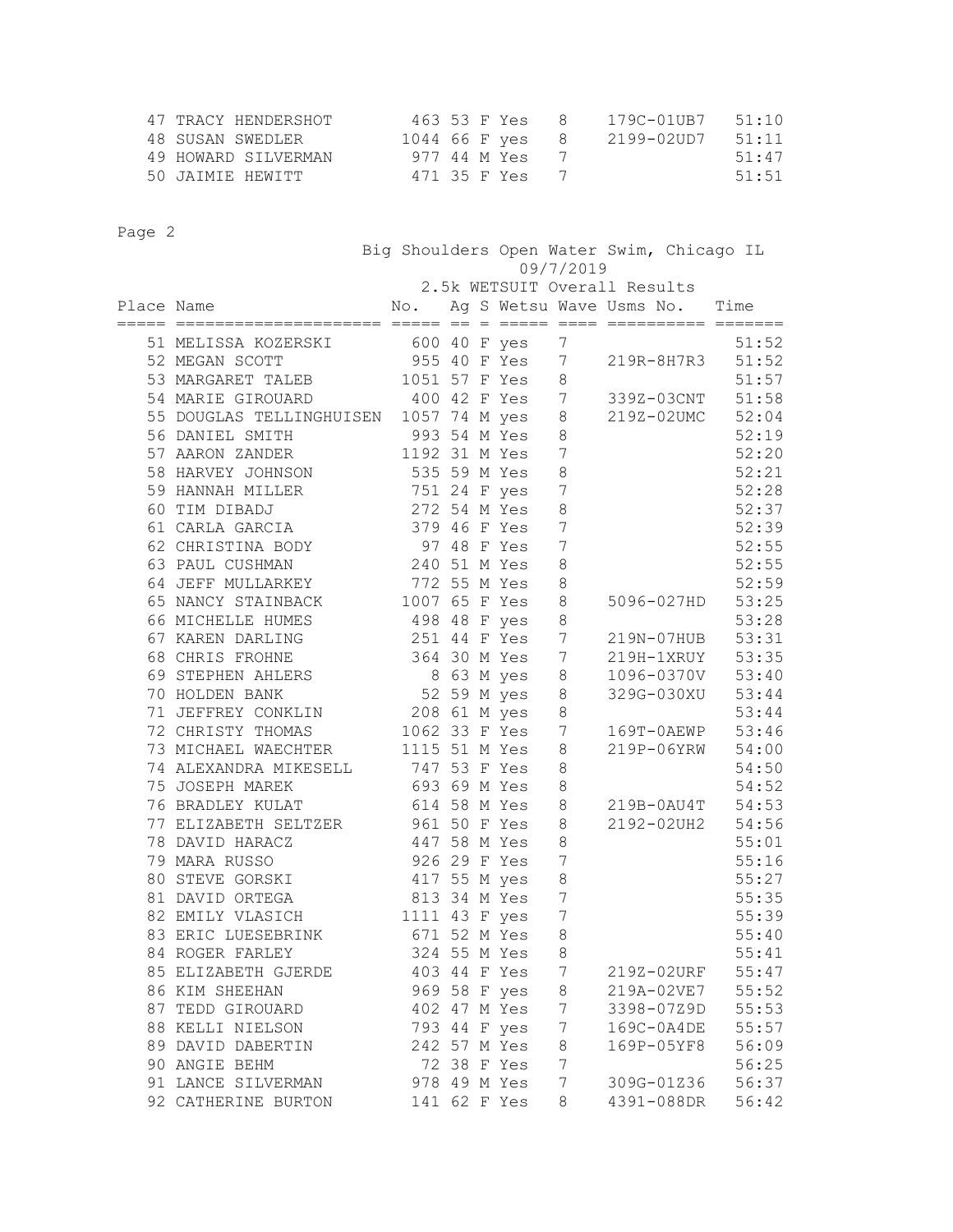| Place | Name | No. | Ag | S | Wetsu | Wave | Usms No. | Time |
|---|---|---|---|---|---|---|---|---|
| 47 | TRACY HENDERSHOT | 463 | 53 | F | Yes | 8 | 179C-01UB7 | 51:10 |
| 48 | SUSAN SWEDLER | 1044 | 66 | F | yes | 8 | 2199-02UD7 | 51:11 |
| 49 | HOWARD SILVERMAN | 977 | 44 | M | Yes | 7 | | 51:47 |
| 50 | JAIMIE HEWITT | 471 | 35 | F | Yes | 7 | | 51:51 |

Page 2

Big Shoulders Open Water Swim, Chicago IL

09/7/2019

2.5k WETSUIT Overall Results

| Place | Name | No. | Ag | S | Wetsu | Wave | Usms No. | Time |
|---|---|---|---|---|---|---|---|---|
| 51 | MELISSA KOZERSKI | 600 | 40 | F | yes | 7 | | 51:52 |
| 52 | MEGAN SCOTT | 955 | 40 | F | Yes | 7 | 219R-8H7R3 | 51:52 |
| 53 | MARGARET TALEB | 1051 | 57 | F | Yes | 8 | | 51:57 |
| 54 | MARIE GIROUARD | 400 | 42 | F | Yes | 7 | 339Z-03CNT | 51:58 |
| 55 | DOUGLAS TELLINGHUISEN | 1057 | 74 | M | yes | 8 | 219Z-02UMC | 52:04 |
| 56 | DANIEL SMITH | 993 | 54 | M | Yes | 8 | | 52:19 |
| 57 | AARON ZANDER | 1192 | 31 | M | Yes | 7 | | 52:20 |
| 58 | HARVEY JOHNSON | 535 | 59 | M | Yes | 8 | | 52:21 |
| 59 | HANNAH MILLER | 751 | 24 | F | yes | 7 | | 52:28 |
| 60 | TIM DIBADJ | 272 | 54 | M | Yes | 8 | | 52:37 |
| 61 | CARLA GARCIA | 379 | 46 | F | Yes | 7 | | 52:39 |
| 62 | CHRISTINA BODY | 97 | 48 | F | Yes | 7 | | 52:55 |
| 63 | PAUL CUSHMAN | 240 | 51 | M | Yes | 8 | | 52:55 |
| 64 | JEFF MULLARKEY | 772 | 55 | M | Yes | 8 | | 52:59 |
| 65 | NANCY STAINBACK | 1007 | 65 | F | Yes | 8 | 5096-027HD | 53:25 |
| 66 | MICHELLE HUMES | 498 | 48 | F | yes | 8 | | 53:28 |
| 67 | KAREN DARLING | 251 | 44 | F | Yes | 7 | 219N-07HUB | 53:31 |
| 68 | CHRIS FROHNE | 364 | 30 | M | Yes | 7 | 219H-1XRUY | 53:35 |
| 69 | STEPHEN AHLERS | 8 | 63 | M | yes | 8 | 1096-0370V | 53:40 |
| 70 | HOLDEN BANK | 52 | 59 | M | yes | 8 | 329G-030XU | 53:44 |
| 71 | JEFFREY CONKLIN | 208 | 61 | M | yes | 8 | | 53:44 |
| 72 | CHRISTY THOMAS | 1062 | 33 | F | Yes | 7 | 169T-0AEWP | 53:46 |
| 73 | MICHAEL WAECHTER | 1115 | 51 | M | Yes | 8 | 219P-06YRW | 54:00 |
| 74 | ALEXANDRA MIKESELL | 747 | 53 | F | Yes | 8 | | 54:50 |
| 75 | JOSEPH MAREK | 693 | 69 | M | Yes | 8 | | 54:52 |
| 76 | BRADLEY KULAT | 614 | 58 | M | Yes | 8 | 219B-0AU4T | 54:53 |
| 77 | ELIZABETH SELTZER | 961 | 50 | F | Yes | 8 | 2192-02UH2 | 54:56 |
| 78 | DAVID HARACZ | 447 | 58 | M | Yes | 8 | | 55:01 |
| 79 | MARA RUSSO | 926 | 29 | F | Yes | 7 | | 55:16 |
| 80 | STEVE GORSKI | 417 | 55 | M | yes | 8 | | 55:27 |
| 81 | DAVID ORTEGA | 813 | 34 | M | Yes | 7 | | 55:35 |
| 82 | EMILY VLASICH | 1111 | 43 | F | yes | 7 | | 55:39 |
| 83 | ERIC LUESEBRINK | 671 | 52 | M | Yes | 8 | | 55:40 |
| 84 | ROGER FARLEY | 324 | 55 | M | Yes | 8 | | 55:41 |
| 85 | ELIZABETH GJERDE | 403 | 44 | F | Yes | 7 | 219Z-02URF | 55:47 |
| 86 | KIM SHEEHAN | 969 | 58 | F | yes | 8 | 219A-02VE7 | 55:52 |
| 87 | TEDD GIROUARD | 402 | 47 | M | Yes | 7 | 3398-07Z9D | 55:53 |
| 88 | KELLI NIELSON | 793 | 44 | F | yes | 7 | 169C-0A4DE | 55:57 |
| 89 | DAVID DABERTIN | 242 | 57 | M | Yes | 8 | 169P-05YF8 | 56:09 |
| 90 | ANGIE BEHM | 72 | 38 | F | Yes | 7 | | 56:25 |
| 91 | LANCE SILVERMAN | 978 | 49 | M | Yes | 7 | 309G-01Z36 | 56:37 |
| 92 | CATHERINE BURTON | 141 | 62 | F | Yes | 8 | 4391-088DR | 56:42 |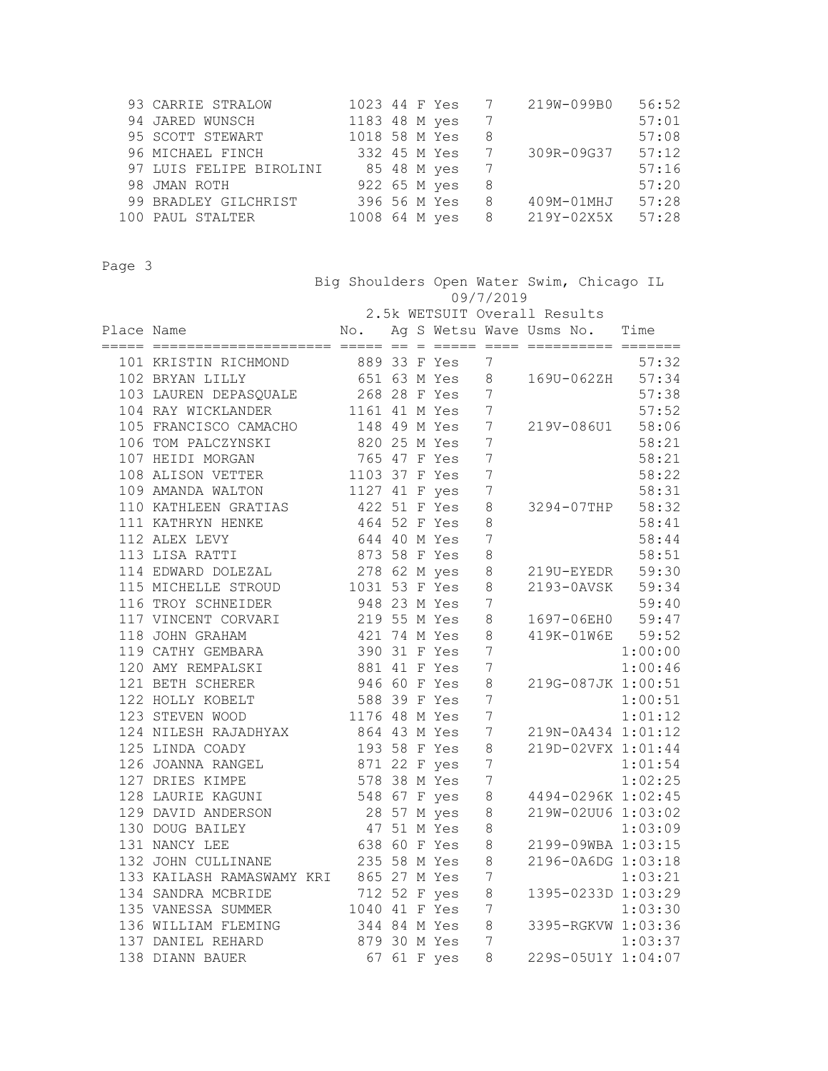| Place | Name | No. | Ag | S | Wetsu | Wave | Usms No. | Time |
|---|---|---|---|---|---|---|---|---|
| 93 | CARRIE STRALOW | 1023 | 44 | F | Yes | 7 | 219W-099B0 | 56:52 |
| 94 | JARED WUNSCH | 1183 | 48 | M | yes | 7 | | 57:01 |
| 95 | SCOTT STEWART | 1018 | 58 | M | Yes | 8 | | 57:08 |
| 96 | MICHAEL FINCH | 332 | 45 | M | Yes | 7 | 309R-09G37 | 57:12 |
| 97 | LUIS FELIPE BIROLINI | 85 | 48 | M | yes | 7 | | 57:16 |
| 98 | JMAN ROTH | 922 | 65 | M | yes | 8 | | 57:20 |
| 99 | BRADLEY GILCHRIST | 396 | 56 | M | Yes | 8 | 409M-01MHJ | 57:28 |
| 100 | PAUL STALTER | 1008 | 64 | M | yes | 8 | 219Y-02X5X | 57:28 |

Big Shoulders Open Water Swim, Chicago IL

09/7/2019

2.5k WETSUIT Overall Results

| Place | Name | No. | Ag | S | Wetsu | Wave | Usms No. | Time |
|---|---|---|---|---|---|---|---|---|
| 101 | KRISTIN RICHMOND | 889 | 33 | F | Yes | 7 | | 57:32 |
| 102 | BRYAN LILLY | 651 | 63 | M | Yes | 8 | 169U-062ZH | 57:34 |
| 103 | LAUREN DEPASQUALE | 268 | 28 | F | Yes | 7 | | 57:38 |
| 104 | RAY WICKLANDER | 1161 | 41 | M | Yes | 7 | | 57:52 |
| 105 | FRANCISCO CAMACHO | 148 | 49 | M | Yes | 7 | 219V-086U1 | 58:06 |
| 106 | TOM PALCZYNSKI | 820 | 25 | M | Yes | 7 | | 58:21 |
| 107 | HEIDI MORGAN | 765 | 47 | F | Yes | 7 | | 58:21 |
| 108 | ALISON VETTER | 1103 | 37 | F | Yes | 7 | | 58:22 |
| 109 | AMANDA WALTON | 1127 | 41 | F | yes | 7 | | 58:31 |
| 110 | KATHLEEN GRATIAS | 422 | 51 | F | Yes | 8 | 3294-07THP | 58:32 |
| 111 | KATHRYN HENKE | 464 | 52 | F | Yes | 8 | | 58:41 |
| 112 | ALEX LEVY | 644 | 40 | M | Yes | 7 | | 58:44 |
| 113 | LISA RATTI | 873 | 58 | F | Yes | 8 | | 58:51 |
| 114 | EDWARD DOLEZAL | 278 | 62 | M | yes | 8 | 219U-EYEDR | 59:30 |
| 115 | MICHELLE STROUD | 1031 | 53 | F | Yes | 8 | 2193-0AVSK | 59:34 |
| 116 | TROY SCHNEIDER | 948 | 23 | M | Yes | 7 | | 59:40 |
| 117 | VINCENT CORVARI | 219 | 55 | M | Yes | 8 | 1697-06EH0 | 59:47 |
| 118 | JOHN GRAHAM | 421 | 74 | M | Yes | 8 | 419K-01W6E | 59:52 |
| 119 | CATHY GEMBARA | 390 | 31 | F | Yes | 7 | | 1:00:00 |
| 120 | AMY REMPALSKI | 881 | 41 | F | Yes | 7 | | 1:00:46 |
| 121 | BETH SCHERER | 946 | 60 | F | Yes | 8 | 219G-087JK | 1:00:51 |
| 122 | HOLLY KOBELT | 588 | 39 | F | Yes | 7 | | 1:00:51 |
| 123 | STEVEN WOOD | 1176 | 48 | M | Yes | 7 | | 1:01:12 |
| 124 | NILESH RAJADHYAX | 864 | 43 | M | Yes | 7 | 219N-0A434 | 1:01:12 |
| 125 | LINDA COADY | 193 | 58 | F | Yes | 8 | 219D-02VFX | 1:01:44 |
| 126 | JOANNA RANGEL | 871 | 22 | F | yes | 7 | | 1:01:54 |
| 127 | DRIES KIMPE | 578 | 38 | M | Yes | 7 | | 1:02:25 |
| 128 | LAURIE KAGUNI | 548 | 67 | F | yes | 8 | 4494-0296K | 1:02:45 |
| 129 | DAVID ANDERSON | 28 | 57 | M | yes | 8 | 219W-02UU6 | 1:03:02 |
| 130 | DOUG BAILEY | 47 | 51 | M | Yes | 8 | | 1:03:09 |
| 131 | NANCY LEE | 638 | 60 | F | Yes | 8 | 2199-09WBA | 1:03:15 |
| 132 | JOHN CULLINANE | 235 | 58 | M | Yes | 8 | 2196-0A6DG | 1:03:18 |
| 133 | KAILASH RAMASWAMY KRI | 865 | 27 | M | Yes | 7 | | 1:03:21 |
| 134 | SANDRA MCBRIDE | 712 | 52 | F | yes | 8 | 1395-0233D | 1:03:29 |
| 135 | VANESSA SUMMER | 1040 | 41 | F | Yes | 7 | | 1:03:30 |
| 136 | WILLIAM FLEMING | 344 | 84 | M | Yes | 8 | 3395-RGKVW | 1:03:36 |
| 137 | DANIEL REHARD | 879 | 30 | M | Yes | 7 | | 1:03:37 |
| 138 | DIANN BAUER | 67 | 61 | F | yes | 8 | 229S-05U1Y | 1:04:07 |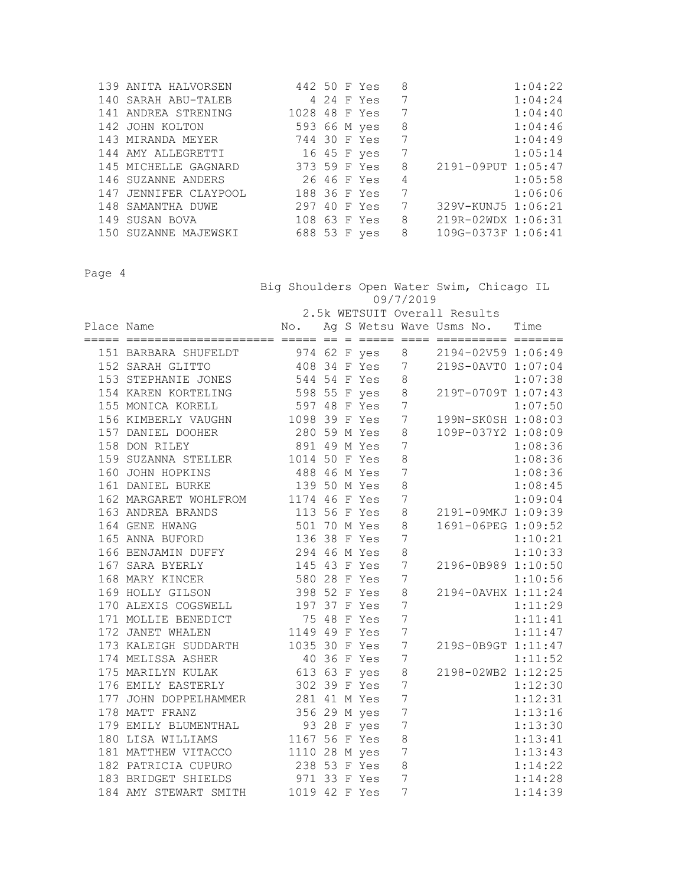| Place | Name | No. | Ag | S | Wetsu | Wave | Usms No. | Time |
|---|---|---|---|---|---|---|---|---|
| 139 | ANITA HALVORSEN | 442 | 50 | F | Yes | 8 | | 1:04:22 |
| 140 | SARAH ABU-TALEB | 4 | 24 | F | Yes | 7 | | 1:04:24 |
| 141 | ANDREA STRENING | 1028 | 48 | F | Yes | 7 | | 1:04:40 |
| 142 | JOHN KOLTON | 593 | 66 | M | yes | 8 | | 1:04:46 |
| 143 | MIRANDA MEYER | 744 | 30 | F | Yes | 7 | | 1:04:49 |
| 144 | AMY ALLEGRETTI | 16 | 45 | F | yes | 7 | | 1:05:14 |
| 145 | MICHELLE GAGNARD | 373 | 59 | F | Yes | 8 | 2191-09PUT | 1:05:47 |
| 146 | SUZANNE ANDERS | 26 | 46 | F | Yes | 4 | | 1:05:58 |
| 147 | JENNIFER CLAYPOOL | 188 | 36 | F | Yes | 7 | | 1:06:06 |
| 148 | SAMANTHA DUWE | 297 | 40 | F | Yes | 7 | 329V-KUNJ5 | 1:06:21 |
| 149 | SUSAN BOVA | 108 | 63 | F | Yes | 8 | 219R-02WDX | 1:06:31 |
| 150 | SUZANNE MAJEWSKI | 688 | 53 | F | yes | 8 | 109G-0373F | 1:06:41 |

Big Shoulders Open Water Swim, Chicago IL

09/7/2019

2.5k WETSUIT Overall Results

| Place | Name | No. | Ag | S | Wetsu | Wave | Usms No. | Time |
|---|---|---|---|---|---|---|---|---|
| 151 | BARBARA SHUFELDT | 974 | 62 | F | yes | 8 | 2194-02V59 | 1:06:49 |
| 152 | SARAH GLITTO | 408 | 34 | F | Yes | 7 | 219S-0AVT0 | 1:07:04 |
| 153 | STEPHANIE JONES | 544 | 54 | F | Yes | 8 | | 1:07:38 |
| 154 | KAREN KORTELING | 598 | 55 | F | yes | 8 | 219T-0709T | 1:07:43 |
| 155 | MONICA KORELL | 597 | 48 | F | Yes | 7 | | 1:07:50 |
| 156 | KIMBERLY VAUGHN | 1098 | 39 | F | Yes | 7 | 199N-SK0SH | 1:08:03 |
| 157 | DANIEL DOOHER | 280 | 59 | M | Yes | 8 | 109P-037Y2 | 1:08:09 |
| 158 | DON RILEY | 891 | 49 | M | Yes | 7 | | 1:08:36 |
| 159 | SUZANNA STELLER | 1014 | 50 | F | Yes | 8 | | 1:08:36 |
| 160 | JOHN HOPKINS | 488 | 46 | M | Yes | 7 | | 1:08:36 |
| 161 | DANIEL BURKE | 139 | 50 | M | Yes | 8 | | 1:08:45 |
| 162 | MARGARET WOHLFROM | 1174 | 46 | F | Yes | 7 | | 1:09:04 |
| 163 | ANDREA BRANDS | 113 | 56 | F | Yes | 8 | 2191-09MKJ | 1:09:39 |
| 164 | GENE HWANG | 501 | 70 | M | Yes | 8 | 1691-06PEG | 1:09:52 |
| 165 | ANNA BUFORD | 136 | 38 | F | Yes | 7 | | 1:10:21 |
| 166 | BENJAMIN DUFFY | 294 | 46 | M | Yes | 8 | | 1:10:33 |
| 167 | SARA BYERLY | 145 | 43 | F | Yes | 7 | 2196-0B989 | 1:10:50 |
| 168 | MARY KINCER | 580 | 28 | F | Yes | 7 | | 1:10:56 |
| 169 | HOLLY GILSON | 398 | 52 | F | Yes | 8 | 2194-0AVHX | 1:11:24 |
| 170 | ALEXIS COGSWELL | 197 | 37 | F | Yes | 7 | | 1:11:29 |
| 171 | MOLLIE BENEDICT | 75 | 48 | F | Yes | 7 | | 1:11:41 |
| 172 | JANET WHALEN | 1149 | 49 | F | Yes | 7 | | 1:11:47 |
| 173 | KALEIGH SUDDARTH | 1035 | 30 | F | Yes | 7 | 219S-0B9GT | 1:11:47 |
| 174 | MELISSA ASHER | 40 | 36 | F | Yes | 7 | | 1:11:52 |
| 175 | MARILYN KULAK | 613 | 63 | F | yes | 8 | 2198-02WB2 | 1:12:25 |
| 176 | EMILY EASTERLY | 302 | 39 | F | Yes | 7 | | 1:12:30 |
| 177 | JOHN DOPPELHAMMER | 281 | 41 | M | Yes | 7 | | 1:12:31 |
| 178 | MATT FRANZ | 356 | 29 | M | yes | 7 | | 1:13:16 |
| 179 | EMILY BLUMENTHAL | 93 | 28 | F | yes | 7 | | 1:13:30 |
| 180 | LISA WILLIAMS | 1167 | 56 | F | Yes | 8 | | 1:13:41 |
| 181 | MATTHEW VITACCO | 1110 | 28 | M | yes | 7 | | 1:13:43 |
| 182 | PATRICIA CUPURO | 238 | 53 | F | Yes | 8 | | 1:14:22 |
| 183 | BRIDGET SHIELDS | 971 | 33 | F | Yes | 7 | | 1:14:28 |
| 184 | AMY STEWART SMITH | 1019 | 42 | F | Yes | 7 | | 1:14:39 |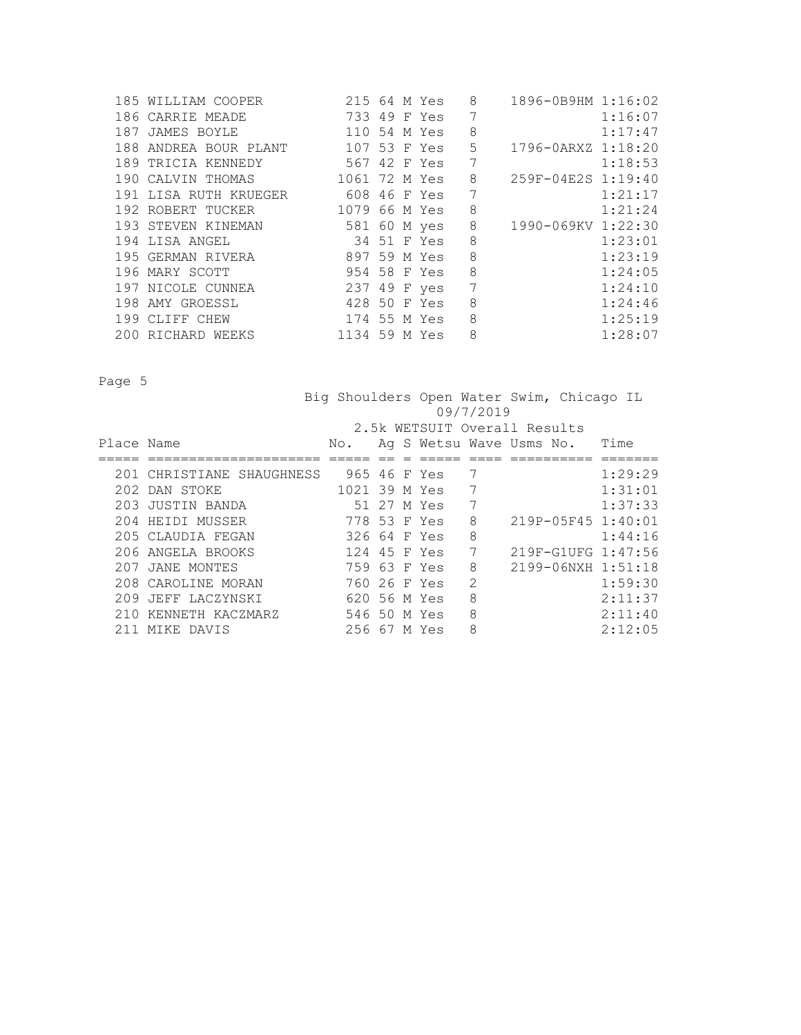| Place | Name | No. | Ag | S | Wetsu | Wave | Usms No. | Time |
|---|---|---|---|---|---|---|---|---|
| 185 | WILLIAM COOPER | 215 | 64 | M | Yes | 8 | 1896-0B9HM | 1:16:02 |
| 186 | CARRIE MEADE | 733 | 49 | F | Yes | 7 | | 1:16:07 |
| 187 | JAMES BOYLE | 110 | 54 | M | Yes | 8 | | 1:17:47 |
| 188 | ANDREA BOUR PLANT | 107 | 53 | F | Yes | 5 | 1796-0ARXZ | 1:18:20 |
| 189 | TRICIA KENNEDY | 567 | 42 | F | Yes | 7 | | 1:18:53 |
| 190 | CALVIN THOMAS | 1061 | 72 | M | Yes | 8 | 259F-04E2S | 1:19:40 |
| 191 | LISA RUTH KRUEGER | 608 | 46 | F | Yes | 7 | | 1:21:17 |
| 192 | ROBERT TUCKER | 1079 | 66 | M | Yes | 8 | | 1:21:24 |
| 193 | STEVEN KINEMAN | 581 | 60 | M | yes | 8 | 1990-069KV | 1:22:30 |
| 194 | LISA ANGEL | 34 | 51 | F | Yes | 8 | | 1:23:01 |
| 195 | GERMAN RIVERA | 897 | 59 | M | Yes | 8 | | 1:23:19 |
| 196 | MARY SCOTT | 954 | 58 | F | Yes | 8 | | 1:24:05 |
| 197 | NICOLE CUNNEA | 237 | 49 | F | yes | 7 | | 1:24:10 |
| 198 | AMY GROESSL | 428 | 50 | F | Yes | 8 | | 1:24:46 |
| 199 | CLIFF CHEW | 174 | 55 | M | Yes | 8 | | 1:25:19 |
| 200 | RICHARD WEEKS | 1134 | 59 | M | Yes | 8 | | 1:28:07 |

Big Shoulders Open Water Swim, Chicago IL
09/7/2019
2.5k WETSUIT Overall Results

| Place | Name | No. | Ag | S | Wetsu | Wave | Usms No. | Time |
|---|---|---|---|---|---|---|---|---|
| 201 | CHRISTIANE SHAUGHNESS | 965 | 46 | F | Yes | 7 | | 1:29:29 |
| 202 | DAN STOKE | 1021 | 39 | M | Yes | 7 | | 1:31:01 |
| 203 | JUSTIN BANDA | 51 | 27 | M | Yes | 7 | | 1:37:33 |
| 204 | HEIDI MUSSER | 778 | 53 | F | Yes | 8 | 219P-05F45 | 1:40:01 |
| 205 | CLAUDIA FEGAN | 326 | 64 | F | Yes | 8 | | 1:44:16 |
| 206 | ANGELA BROOKS | 124 | 45 | F | Yes | 7 | 219F-G1UFG | 1:47:56 |
| 207 | JANE MONTES | 759 | 63 | F | Yes | 8 | 2199-06NXH | 1:51:18 |
| 208 | CAROLINE MORAN | 760 | 26 | F | Yes | 2 | | 1:59:30 |
| 209 | JEFF LACZYNSKI | 620 | 56 | M | Yes | 8 | | 2:11:37 |
| 210 | KENNETH KACZMARZ | 546 | 50 | M | Yes | 8 | | 2:11:40 |
| 211 | MIKE DAVIS | 256 | 67 | M | Yes | 8 | | 2:12:05 |